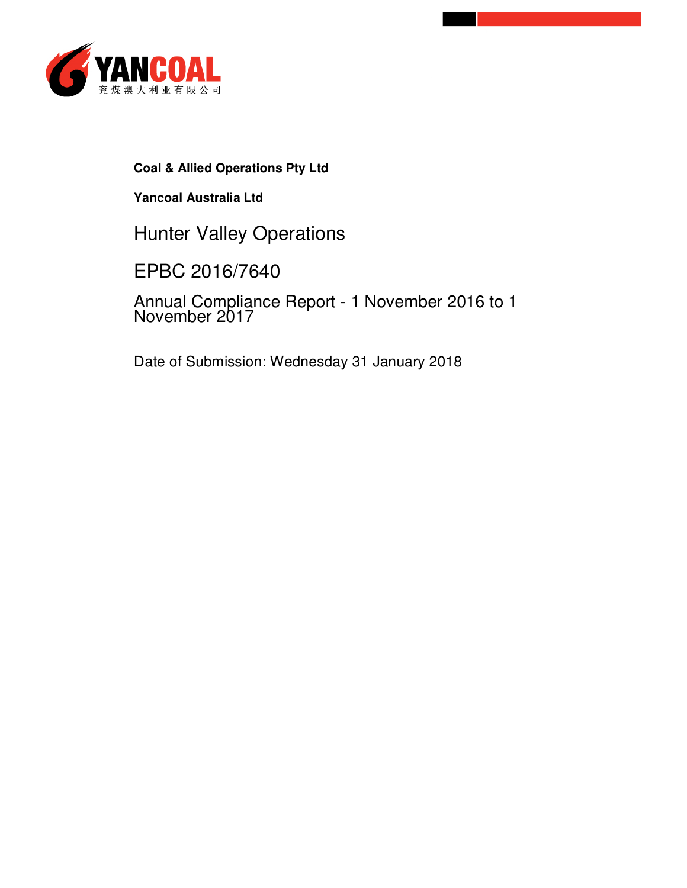YANCOAL

兖煤澳大利亚有限公司

**Coal & Allied Operations Pty Ltd**

**Yancoal Australia Ltd**

# Hunter Valley Operations

# EPBC 2016/7640

## Annual Compliance Report - 1 November 2016 to 1 November 2017

Date of Submission: Wednesday 31 January 2018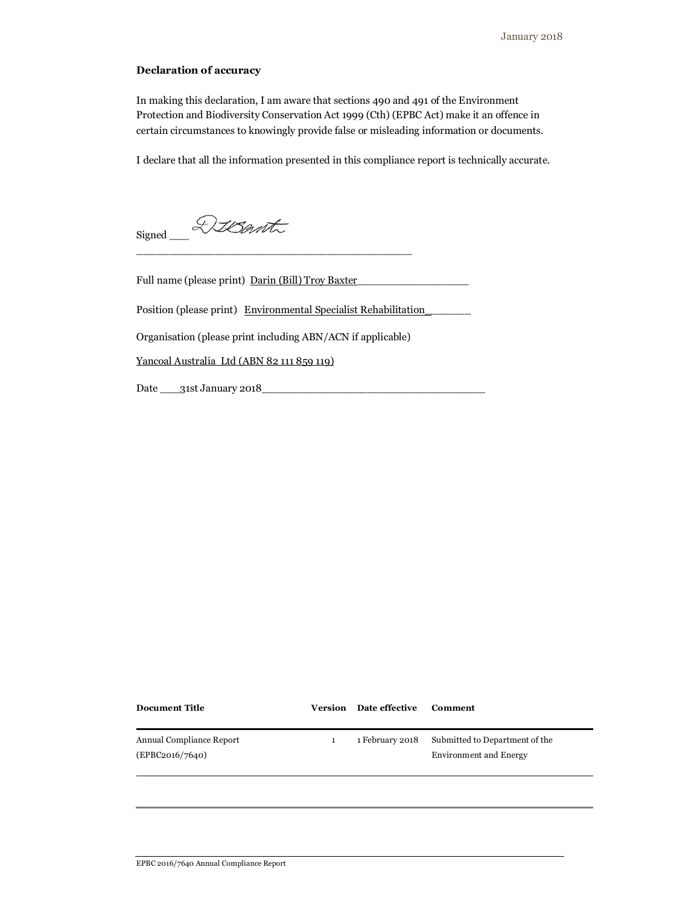**Declaration of accuracy**

In making this declaration, I am aware that sections 490 and 491 of the Environment Protection and Biodiversity Conservation Act 1999 (Cth) (EPBC Act) make it an offence in certain circumstances to knowingly provide false or misleading information or documents.

I declare that all the information presented in this compliance report is technically accurate.

Signed ___ ______________________________________

Full name (please print) Darin (Bill) Troy Baxter_________________

Position (please print) Environmental Specialist Rehabilitation_______

Organisation (please print including ABN/ACN if applicable)

Yancoal Australia Ltd (ABN 82 111 859 119)

Date ___31st January 2018__________________________________

| Document Title | Version | Date effective | Comment |
|---|---|---|---|
| Annual Compliance Report (EPBC2016/7640) | 1 | 1 February 2018 | Submitted to Department of the Environment and Energy |
| | | | |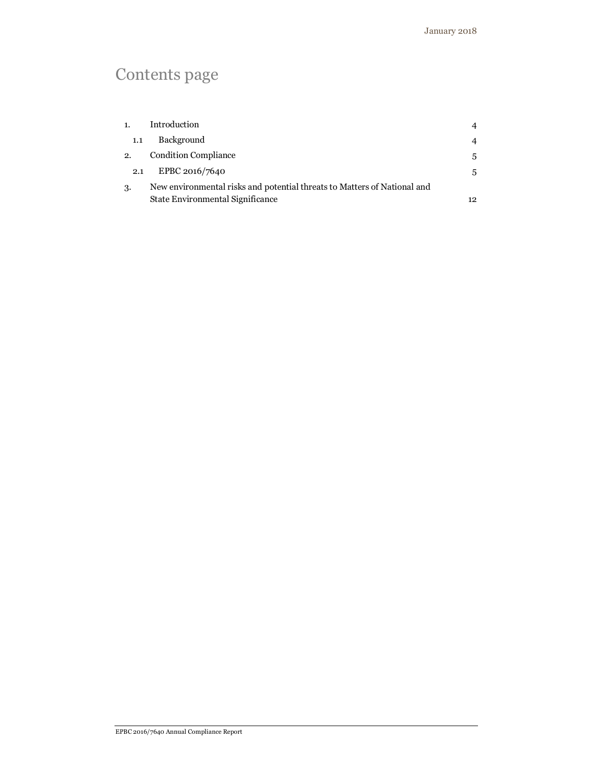# Contents page

| | | |
|---|---|---|
| 1. | Introduction | 4 |
| 1.1 | Background | 4 |
| 2. | Condition Compliance | 5 |
| 2.1 | EPBC 2016/7640 | 5 |
| 3. | New environmental risks and potential threats to Matters of National and State Environmental Significance | 12 |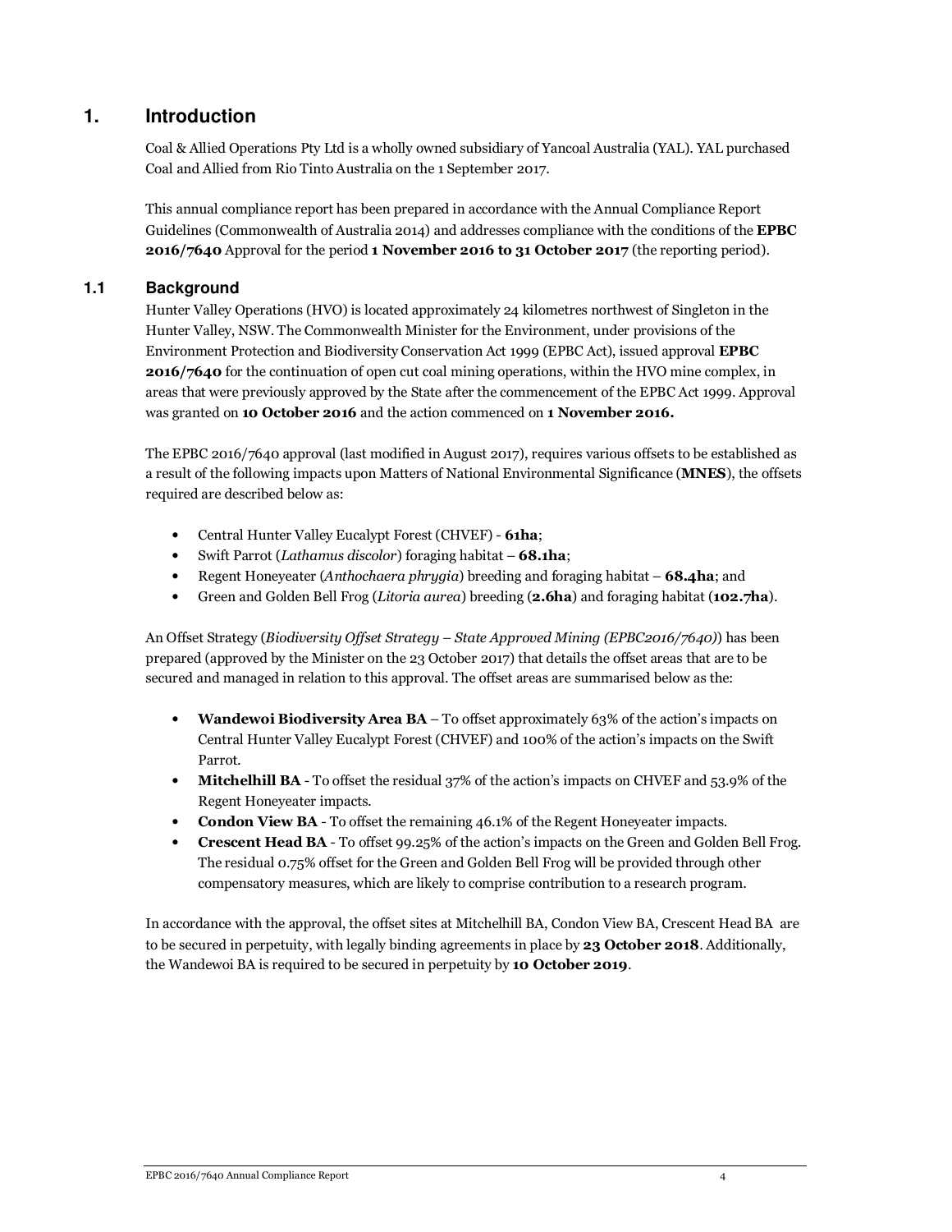# 1. Introduction

Coal & Allied Operations Pty Ltd is a wholly owned subsidiary of Yancoal Australia (YAL). YAL purchased Coal and Allied from Rio Tinto Australia on the 1 September 2017.

This annual compliance report has been prepared in accordance with the Annual Compliance Report Guidelines (Commonwealth of Australia 2014) and addresses compliance with the conditions of the **EPBC 2016/7640** Approval for the period **1 November 2016 to 31 October 2017** (the reporting period).

## 1.1 Background

Hunter Valley Operations (HVO) is located approximately 24 kilometres northwest of Singleton in the Hunter Valley, NSW. The Commonwealth Minister for the Environment, under provisions of the Environment Protection and Biodiversity Conservation Act 1999 (EPBC Act), issued approval **EPBC 2016/7640** for the continuation of open cut coal mining operations, within the HVO mine complex, in areas that were previously approved by the State after the commencement of the EPBC Act 1999. Approval was granted on **10 October 2016** and the action commenced on **1 November 2016.**

The EPBC 2016/7640 approval (last modified in August 2017), requires various offsets to be established as a result of the following impacts upon Matters of National Environmental Significance (**MNES**), the offsets required are described below as:

- Central Hunter Valley Eucalypt Forest (CHVEF) - **61ha**;
- Swift Parrot (*Lathamus discolor*) foraging habitat – **68.1ha**;
- Regent Honeyeater (*Anthochaera phrygia*) breeding and foraging habitat – **68.4ha**; and
- Green and Golden Bell Frog (*Litoria aurea*) breeding (**2.6ha**) and foraging habitat (**102.7ha**).

An Offset Strategy (*Biodiversity Offset Strategy – State Approved Mining (EPBC2016/7640)*) has been prepared (approved by the Minister on the 23 October 2017) that details the offset areas that are to be secured and managed in relation to this approval. The offset areas are summarised below as the:

- **Wandewoi Biodiversity Area BA** – To offset approximately 63% of the action's impacts on Central Hunter Valley Eucalypt Forest (CHVEF) and 100% of the action's impacts on the Swift Parrot.
- **Mitchelhill BA** - To offset the residual 37% of the action's impacts on CHVEF and 53.9% of the Regent Honeyeater impacts.
- **Condon View BA** - To offset the remaining 46.1% of the Regent Honeyeater impacts.
- **Crescent Head BA** - To offset 99.25% of the action's impacts on the Green and Golden Bell Frog. The residual 0.75% offset for the Green and Golden Bell Frog will be provided through other compensatory measures, which are likely to comprise contribution to a research program.

In accordance with the approval, the offset sites at Mitchelhill BA, Condon View BA, Crescent Head BA are to be secured in perpetuity, with legally binding agreements in place by **23 October 2018**. Additionally, the Wandewoi BA is required to be secured in perpetuity by **10 October 2019**.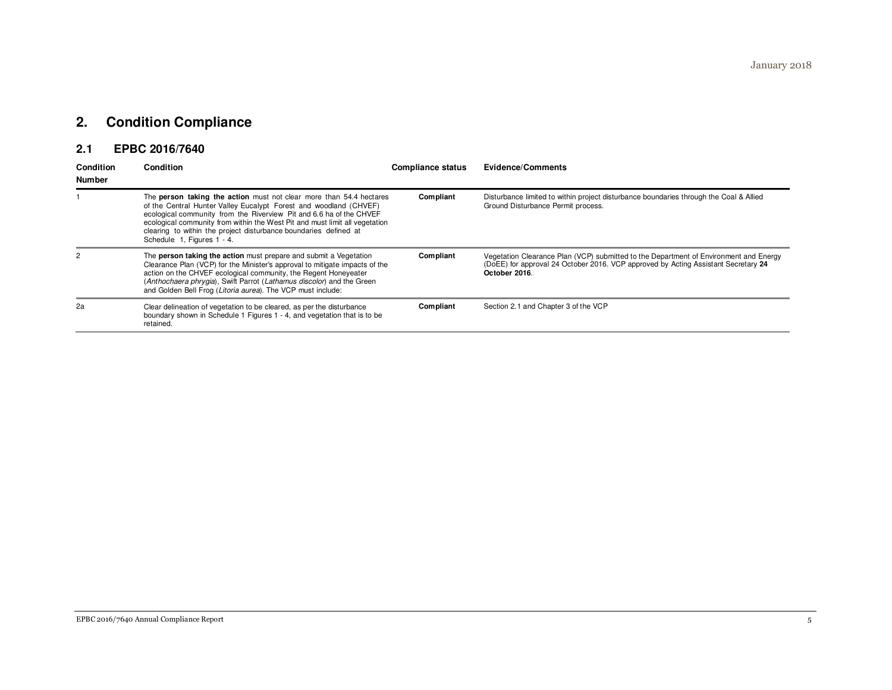# 2. Condition Compliance

## 2.1 EPBC 2016/7640

| Condition Number | Condition | Compliance status | Evidence/Comments |
|---|---|---|---|
| 1 | The **person taking the action** must not clear more than 54.4 hectares of the Central Hunter Valley Eucalypt Forest and woodland (CHVEF) ecological community from the Riverview Pit and 6.6 ha of the CHVEF ecological community from within the West Pit and must limit all vegetation clearing to within the project disturbance boundaries defined at Schedule 1, Figures 1 - 4. | **Compliant** | Disturbance limited to within project disturbance boundaries through the Coal & Allied Ground Disturbance Permit process. |
| 2 | The **person taking the action** must prepare and submit a Vegetation Clearance Plan (VCP) for the Minister's approval to mitigate impacts of the action on the CHVEF ecological community, the Regent Honeyeater (*Anthochaera phrygia*), Swift Parrot (*Lathamus discolor*) and the Green and Golden Bell Frog (*Litoria aurea*). The VCP must include: | **Compliant** | Vegetation Clearance Plan (VCP) submitted to the Department of Environment and Energy (DoEE) for approval 24 October 2016. VCP approved by Acting Assistant Secretary **24 October 2016**. |
| 2a | Clear delineation of vegetation to be cleared, as per the disturbance boundary shown in Schedule 1 Figures 1 - 4, and vegetation that is to be retained. | **Compliant** | Section 2.1 and Chapter 3 of the VCP |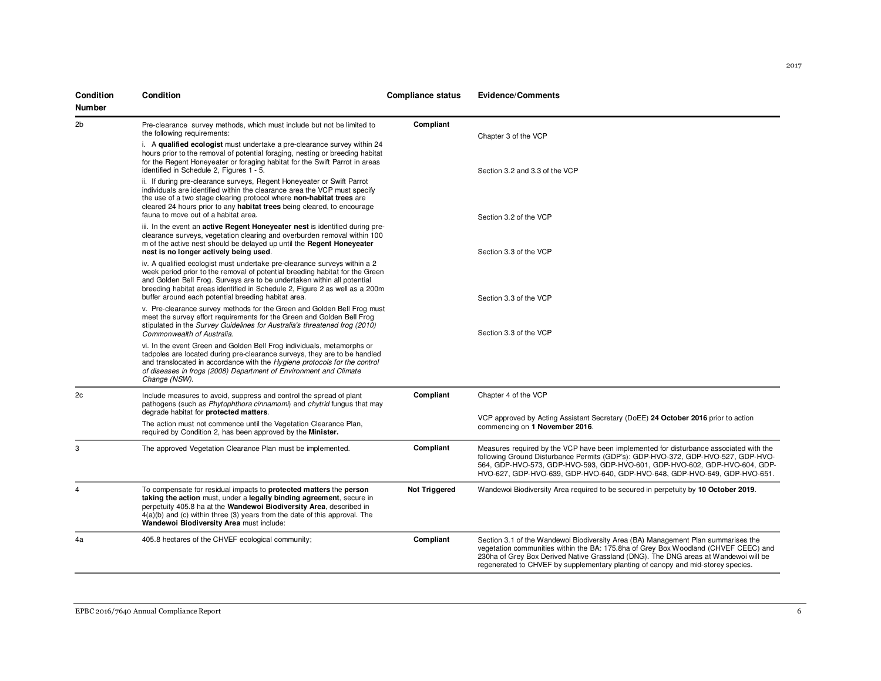| Condition Number | Condition | Compliance status | Evidence/Comments |
|---|---|---|---|
| 2b | Pre-clearance survey methods, which must include but not be limited to the following requirements:<br>i. A **qualified ecologist** must undertake a pre-clearance survey within 24 hours prior to the removal of potential foraging, nesting or breeding habitat for the Regent Honeyeater or foraging habitat for the Swift Parrot in areas identified in Schedule 2, Figures 1 - 5.<br>ii. If during pre-clearance surveys, Regent Honeyeater or Swift Parrot individuals are identified within the clearance area the VCP must specify the use of a two stage clearing protocol where **non-habitat trees** are cleared 24 hours prior to any **habitat trees** being cleared, to encourage fauna to move out of a habitat area.<br>iii. In the event an **active Regent Honeyeater nest** is identified during pre-clearance surveys, vegetation clearing and overburden removal within 100 m of the active nest should be delayed up until the **Regent Honeyeater nest is no longer actively being used**.<br>iv. A qualified ecologist must undertake pre-clearance surveys within a 2 week period prior to the removal of potential breeding habitat for the Green and Golden Bell Frog. Surveys are to be undertaken within all potential breeding habitat areas identified in Schedule 2, Figure 2 as well as a 200m buffer around each potential breeding habitat area.<br>v. Pre-clearance survey methods for the Green and Golden Bell Frog must meet the survey effort requirements for the Green and Golden Bell Frog stipulated in the *Survey Guidelines for Australia's threatened frog (2010) Commonwealth of Australia.*<br>vi. In the event Green and Golden Bell Frog individuals, metamorphs or tadpoles are located during pre-clearance surveys, they are to be handled and translocated in accordance with the *Hygiene protocols for the control of diseases in frogs (2008) Department of Environment and Climate Change (NSW).* | **Compliant** | Chapter 3 of the VCP<br>Section 3.2 and 3.3 of the VCP<br>Section 3.2 of the VCP<br>Section 3.3 of the VCP<br>Section 3.3 of the VCP<br>Section 3.3 of the VCP |
| 2c | Include measures to avoid, suppress and control the spread of plant pathogens (such as *Phytophthora cinnamomi*) and *chytrid* fungus that may degrade habitat for **protected matters**.<br>The action must not commence until the Vegetation Clearance Plan, required by Condition 2, has been approved by the **Minister.** | **Compliant** | Chapter 4 of the VCP<br>VCP approved by Acting Assistant Secretary (DoEE) **24 October 2016** prior to action commencing on **1 November 2016**. |
| 3 | The approved Vegetation Clearance Plan must be implemented. | **Compliant** | Measures required by the VCP have been implemented for disturbance associated with the following Ground Disturbance Permits (GDP's): GDP-HVO-372, GDP-HVO-527, GDP-HVO-564, GDP-HVO-573, GDP-HVO-593, GDP-HVO-601, GDP-HVO-602, GDP-HVO-604, GDP-HVO-627, GDP-HVO-639, GDP-HVO-640, GDP-HVO-648, GDP-HVO-649, GDP-HVO-651. |
| 4 | To compensate for residual impacts to **protected matters** the **person taking the action** must, under a **legally binding agreement**, secure in perpetuity 405.8 ha at the **Wandewoi Biodiversity Area**, described in 4(a)(b) and (c) within three (3) years from the date of this approval. The **Wandewoi Biodiversity Area** must include: | **Not Triggered** | Wandewoi Biodiversity Area required to be secured in perpetuity by **10 October 2019**. |
| 4a | 405.8 hectares of the CHVEF ecological community; | **Compliant** | Section 3.1 of the Wandewoi Biodiversity Area (BA) Management Plan summarises the vegetation communities within the BA: 175.8ha of Grey Box Woodland (CHVEF CEEC) and 230ha of Grey Box Derived Native Grassland (DNG). The DNG areas at Wandewoi will be regenerated to CHVEF by supplementary planting of canopy and mid-storey species. |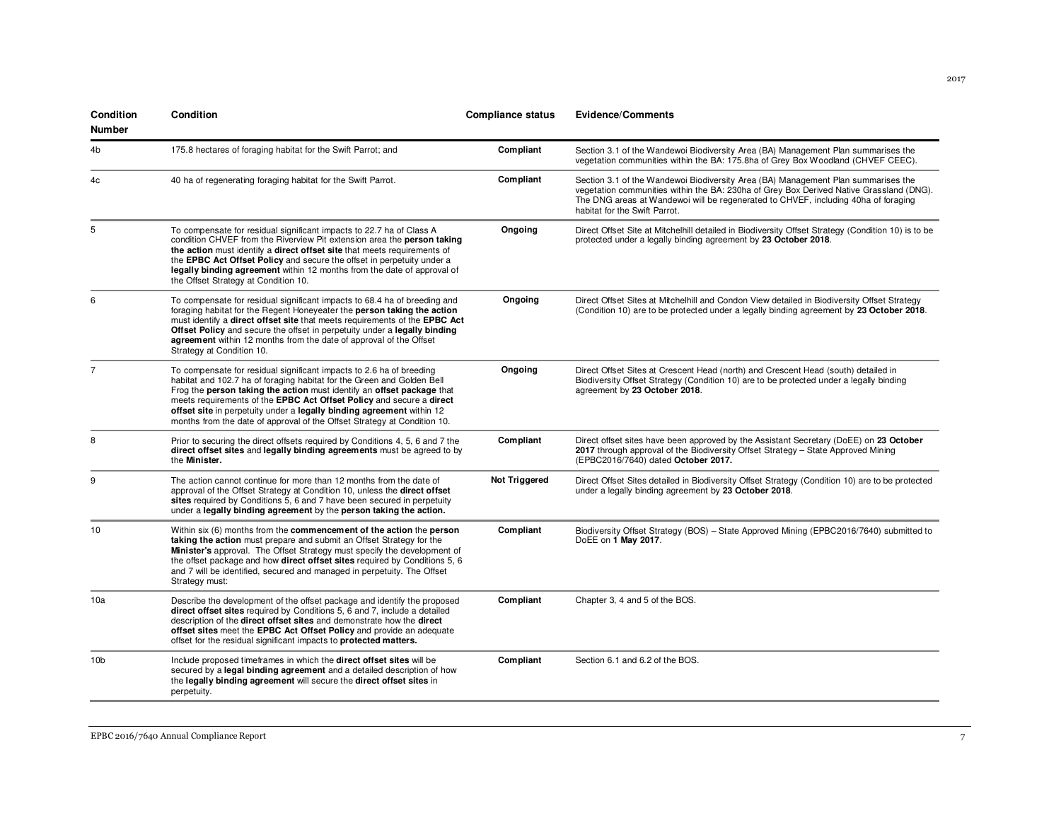| Condition Number | Condition | Compliance status | Evidence/Comments |
|---|---|---|---|
| 4b | 175.8 hectares of foraging habitat for the Swift Parrot; and | **Compliant** | Section 3.1 of the Wandewoi Biodiversity Area (BA) Management Plan summarises the vegetation communities within the BA: 175.8ha of Grey Box Woodland (CHVEF CEEC). |
| 4c | 40 ha of regenerating foraging habitat for the Swift Parrot. | **Compliant** | Section 3.1 of the Wandewoi Biodiversity Area (BA) Management Plan summarises the vegetation communities within the BA: 230ha of Grey Box Derived Native Grassland (DNG). The DNG areas at Wandewoi will be regenerated to CHVEF, including 40ha of foraging habitat for the Swift Parrot. |
| 5 | To compensate for residual significant impacts to 22.7 ha of Class A condition CHVEF from the Riverview Pit extension area the **person taking the action** must identify a **direct offset site** that meets requirements of the **EPBC Act Offset Policy** and secure the offset in perpetuity under a **legally binding agreement** within 12 months from the date of approval of the Offset Strategy at Condition 10. | **Ongoing** | Direct Offset Site at Mitchelhill detailed in Biodiversity Offset Strategy (Condition 10) is to be protected under a legally binding agreement by **23 October 2018**. |
| 6 | To compensate for residual significant impacts to 68.4 ha of breeding and foraging habitat for the Regent Honeyeater the **person taking the action** must identify a **direct offset site** that meets requirements of the **EPBC Act Offset Policy** and secure the offset in perpetuity under a **legally binding agreement** within 12 months from the date of approval of the Offset Strategy at Condition 10. | **Ongoing** | Direct Offset Sites at Mitchelhill and Condon View detailed in Biodiversity Offset Strategy (Condition 10) are to be protected under a legally binding agreement by **23 October 2018**. |
| 7 | To compensate for residual significant impacts to 2.6 ha of breeding habitat and 102.7 ha of foraging habitat for the Green and Golden Bell Frog the **person taking the action** must identify an **offset package** that meets requirements of the **EPBC Act Offset Policy** and secure a **direct offset site** in perpetuity under a **legally binding agreement** within 12 months from the date of approval of the Offset Strategy at Condition 10. | **Ongoing** | Direct Offset Sites at Crescent Head (north) and Crescent Head (south) detailed in Biodiversity Offset Strategy (Condition 10) are to be protected under a legally binding agreement by **23 October 2018**. |
| 8 | Prior to securing the direct offsets required by Conditions 4, 5, 6 and 7 the **direct offset sites** and **legally binding agreements** must be agreed to by the **Minister.** | **Compliant** | Direct offset sites have been approved by the Assistant Secretary (DoEE) on **23 October 2017** through approval of the Biodiversity Offset Strategy – State Approved Mining (EPBC2016/7640) dated **October 2017.** |
| 9 | The action cannot continue for more than 12 months from the date of approval of the Offset Strategy at Condition 10, unless the **direct offset sites** required by Conditions 5, 6 and 7 have been secured in perpetuity under a **legally binding agreement** by the **person taking the action.** | **Not Triggered** | Direct Offset Sites detailed in Biodiversity Offset Strategy (Condition 10) are to be protected under a legally binding agreement by **23 October 2018**. |
| 10 | Within six (6) months from the **commencement of the action** the **person taking the action** must prepare and submit an Offset Strategy for the **Minister's** approval. The Offset Strategy must specify the development of the offset package and how **direct offset sites** required by Conditions 5, 6 and 7 will be identified, secured and managed in perpetuity. The Offset Strategy must: | **Compliant** | Biodiversity Offset Strategy (BOS) – State Approved Mining (EPBC2016/7640) submitted to DoEE on **1 May 2017**. |
| 10a | Describe the development of the offset package and identify the proposed **direct offset sites** required by Conditions 5, 6 and 7, include a detailed description of the **direct offset sites** and demonstrate how the **direct offset sites** meet the **EPBC Act Offset Policy** and provide an adequate offset for the residual significant impacts to **protected matters.** | **Compliant** | Chapter 3, 4 and 5 of the BOS. |
| 10b | Include proposed timeframes in which the **direct offset sites** will be secured by a **legal binding agreement** and a detailed description of how the **legally binding agreement** will secure the **direct offset sites** in perpetuity. | **Compliant** | Section 6.1 and 6.2 of the BOS. |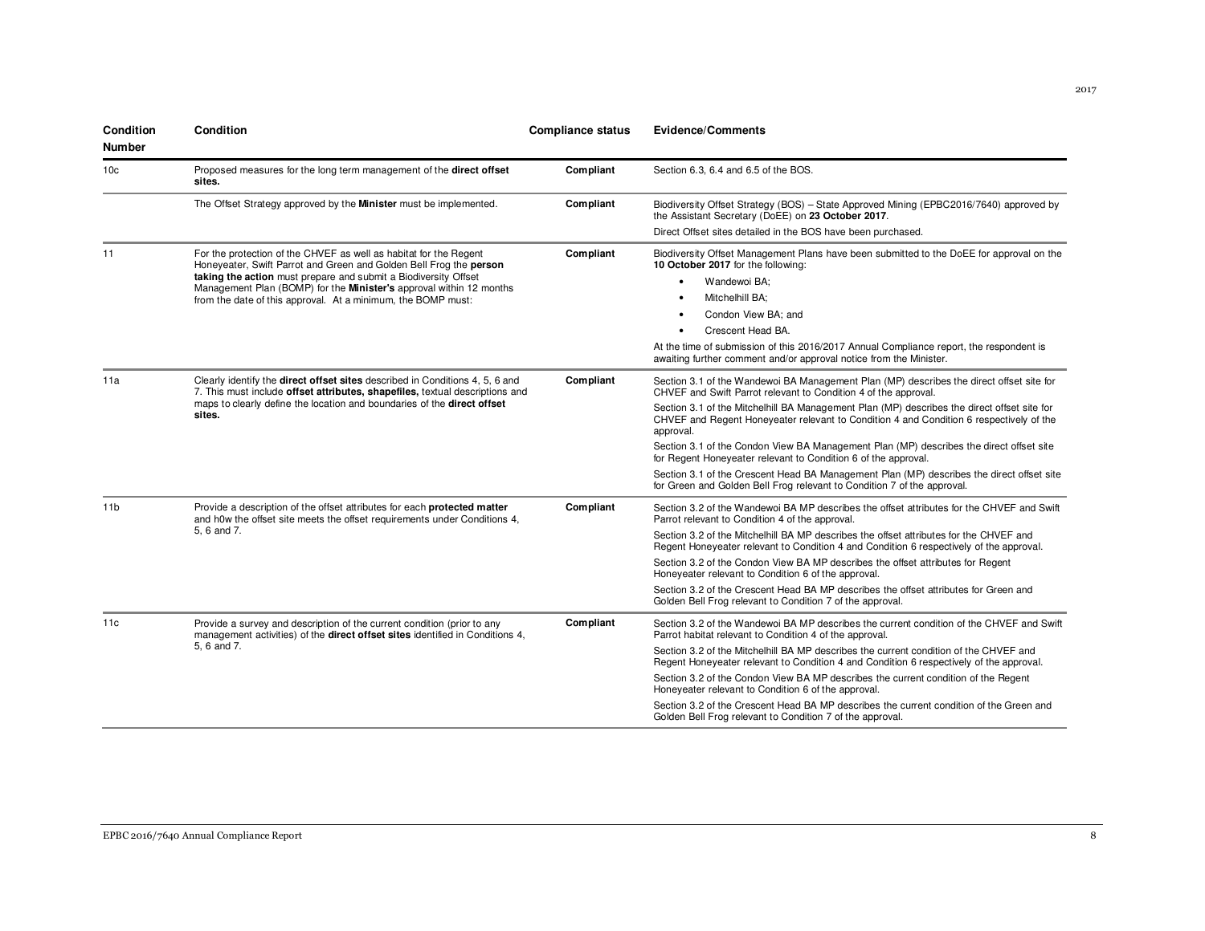| Condition Number | Condition | Compliance status | Evidence/Comments |
|---|---|---|---|
| 10c | Proposed measures for the long term management of the **direct offset sites.** | **Compliant** | Section 6.3, 6.4 and 6.5 of the BOS. |
| | The Offset Strategy approved by the **Minister** must be implemented. | **Compliant** | Biodiversity Offset Strategy (BOS) – State Approved Mining (EPBC2016/7640) approved by the Assistant Secretary (DoEE) on **23 October 2017**.<br><br>Direct Offset sites detailed in the BOS have been purchased. |
| 11 | For the protection of the CHVEF as well as habitat for the Regent Honeyeater, Swift Parrot and Green and Golden Bell Frog the **person taking the action** must prepare and submit a Biodiversity Offset Management Plan (BOMP) for the **Minister's** approval within 12 months from the date of this approval. At a minimum, the BOMP must: | **Compliant** | Biodiversity Offset Management Plans have been submitted to the DoEE for approval on the **10 October 2017** for the following:<br>• Wandewoi BA;<br>• Mitchelhill BA;<br>• Condon View BA; and<br>• Crescent Head BA.<br><br>At the time of submission of this 2016/2017 Annual Compliance report, the respondent is awaiting further comment and/or approval notice from the Minister. |
| 11a | Clearly identify the **direct offset sites** described in Conditions 4, 5, 6 and 7. This must include **offset attributes, shapefiles,** textual descriptions and maps to clearly define the location and boundaries of the **direct offset sites.** | **Compliant** | Section 3.1 of the Wandewoi BA Management Plan (MP) describes the direct offset site for CHVEF and Swift Parrot relevant to Condition 4 of the approval.<br><br>Section 3.1 of the Mitchelhill BA Management Plan (MP) describes the direct offset site for CHVEF and Regent Honeyeater relevant to Condition 4 and Condition 6 respectively of the approval.<br><br>Section 3.1 of the Condon View BA Management Plan (MP) describes the direct offset site for Regent Honeyeater relevant to Condition 6 of the approval.<br><br>Section 3.1 of the Crescent Head BA Management Plan (MP) describes the direct offset site for Green and Golden Bell Frog relevant to Condition 7 of the approval. |
| 11b | Provide a description of the offset attributes for each **protected matter** and h0w the offset site meets the offset requirements under Conditions 4, 5, 6 and 7. | **Compliant** | Section 3.2 of the Wandewoi BA MP describes the offset attributes for the CHVEF and Swift Parrot relevant to Condition 4 of the approval.<br><br>Section 3.2 of the Mitchelhill BA MP describes the offset attributes for the CHVEF and Regent Honeyeater relevant to Condition 4 and Condition 6 respectively of the approval.<br><br>Section 3.2 of the Condon View BA MP describes the offset attributes for Regent Honeyeater relevant to Condition 6 of the approval.<br><br>Section 3.2 of the Crescent Head BA MP describes the offset attributes for Green and Golden Bell Frog relevant to Condition 7 of the approval. |
| 11c | Provide a survey and description of the current condition (prior to any management activities) of the **direct offset sites** identified in Conditions 4, 5, 6 and 7. | **Compliant** | Section 3.2 of the Wandewoi BA MP describes the current condition of the CHVEF and Swift Parrot habitat relevant to Condition 4 of the approval.<br><br>Section 3.2 of the Mitchelhill BA MP describes the current condition of the CHVEF and Regent Honeyeater relevant to Condition 4 and Condition 6 respectively of the approval.<br><br>Section 3.2 of the Condon View BA MP describes the current condition of the Regent Honeyeater relevant to Condition 6 of the approval.<br><br>Section 3.2 of the Crescent Head BA MP describes the current condition of the Green and Golden Bell Frog relevant to Condition 7 of the approval. |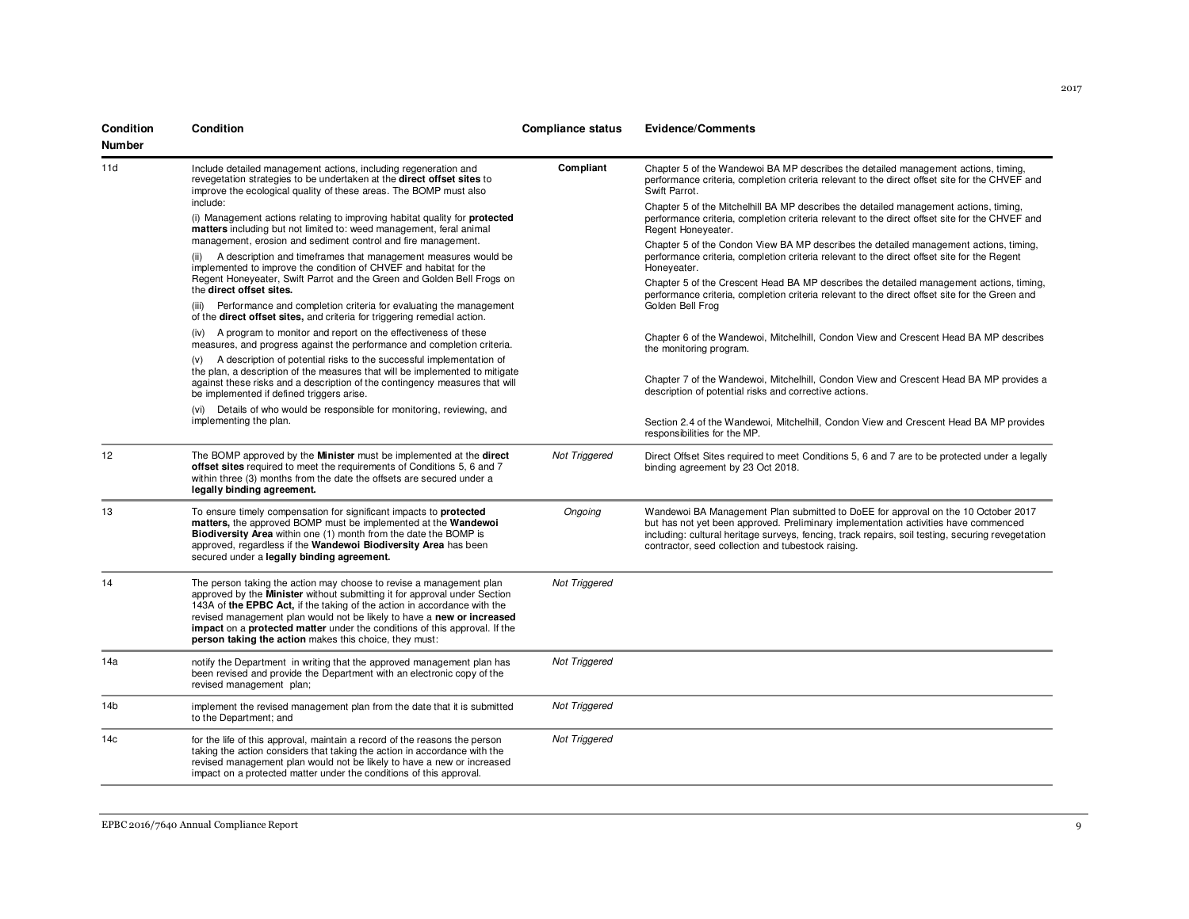| Condition Number | Condition | Compliance status | Evidence/Comments |
|---|---|---|---|
| 11d | Include detailed management actions, including regeneration and revegetation strategies to be undertaken at the **direct offset sites** to improve the ecological quality of these areas. The BOMP must also include:<br>(i) Management actions relating to improving habitat quality for **protected matters** including but not limited to: weed management, feral animal management, erosion and sediment control and fire management.<br>(ii) A description and timeframes that management measures would be implemented to improve the condition of CHVEF and habitat for the Regent Honeyeater, Swift Parrot and the Green and Golden Bell Frogs on the **direct offset sites.**<br>(iii) Performance and completion criteria for evaluating the management of the **direct offset sites,** and criteria for triggering remedial action.<br>(iv) A program to monitor and report on the effectiveness of these measures, and progress against the performance and completion criteria.<br>(v) A description of potential risks to the successful implementation of the plan, a description of the measures that will be implemented to mitigate against these risks and a description of the contingency measures that will be implemented if defined triggers arise.<br>(vi) Details of who would be responsible for monitoring, reviewing, and implementing the plan. | **Compliant** | Chapter 5 of the Wandewoi BA MP describes the detailed management actions, timing, performance criteria, completion criteria relevant to the direct offset site for the CHVEF and Swift Parrot.<br>Chapter 5 of the Mitchelhill BA MP describes the detailed management actions, timing, performance criteria, completion criteria relevant to the direct offset site for the CHVEF and Regent Honeyeater.<br>Chapter 5 of the Condon View BA MP describes the detailed management actions, timing, performance criteria, completion criteria relevant to the direct offset site for the Regent Honeyeater.<br>Chapter 5 of the Crescent Head BA MP describes the detailed management actions, timing, performance criteria, completion criteria relevant to the direct offset site for the Green and Golden Bell Frog<br>Chapter 6 of the Wandewoi, Mitchelhill, Condon View and Crescent Head BA MP describes the monitoring program.<br>Chapter 7 of the Wandewoi, Mitchelhill, Condon View and Crescent Head BA MP provides a description of potential risks and corrective actions.<br>Section 2.4 of the Wandewoi, Mitchelhill, Condon View and Crescent Head BA MP provides responsibilities for the MP. |
| 12 | The BOMP approved by the **Minister** must be implemented at the **direct offset sites** required to meet the requirements of Conditions 5, 6 and 7 within three (3) months from the date the offsets are secured under a **legally binding agreement.** | *Not Triggered* | Direct Offset Sites required to meet Conditions 5, 6 and 7 are to be protected under a legally binding agreement by 23 Oct 2018. |
| 13 | To ensure timely compensation for significant impacts to **protected matters,** the approved BOMP must be implemented at the **Wandewoi Biodiversity Area** within one (1) month from the date the BOMP is approved, regardless if the **Wandewoi Biodiversity Area** has been secured under a **legally binding agreement.** | *Ongoing* | Wandewoi BA Management Plan submitted to DoEE for approval on the 10 October 2017 but has not yet been approved. Preliminary implementation activities have commenced including: cultural heritage surveys, fencing, track repairs, soil testing, securing revegetation contractor, seed collection and tubestock raising. |
| 14 | The person taking the action may choose to revise a management plan approved by the **Minister** without submitting it for approval under Section 143A of **the EPBC Act,** if the taking of the action in accordance with the revised management plan would not be likely to have a **new or increased impact** on a **protected matter** under the conditions of this approval. If the **person taking the action** makes this choice, they must: | *Not Triggered* | |
| 14a | notify the Department in writing that the approved management plan has been revised and provide the Department with an electronic copy of the revised management plan; | *Not Triggered* | |
| 14b | implement the revised management plan from the date that it is submitted to the Department; and | *Not Triggered* | |
| 14c | for the life of this approval, maintain a record of the reasons the person taking the action considers that taking the action in accordance with the revised management plan would not be likely to have a new or increased impact on a protected matter under the conditions of this approval. | *Not Triggered* | |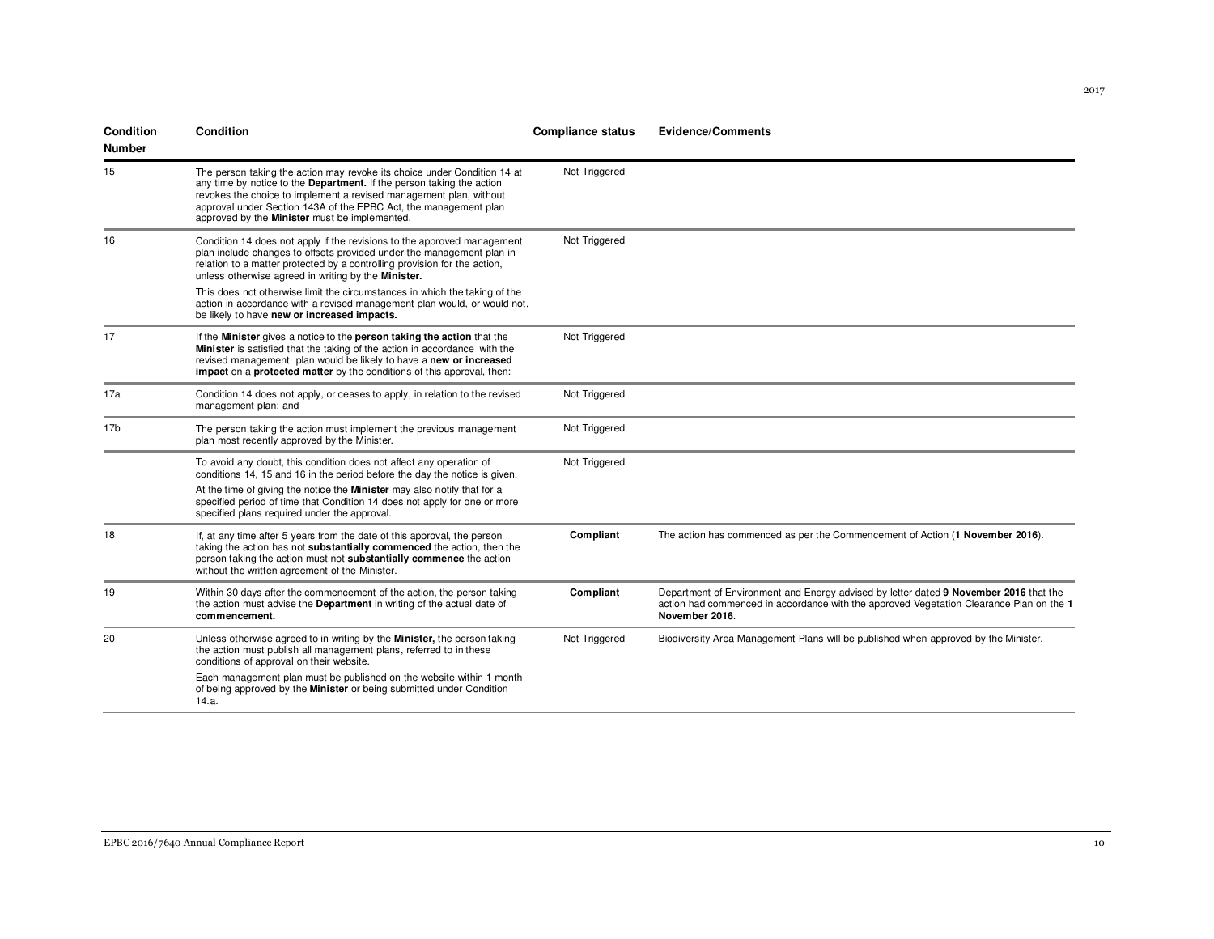| Condition Number | Condition | Compliance status | Evidence/Comments |
|---|---|---|---|
| 15 | The person taking the action may revoke its choice under Condition 14 at any time by notice to the **Department.** If the person taking the action revokes the choice to implement a revised management plan, without approval under Section 143A of the EPBC Act, the management plan approved by the **Minister** must be implemented. | Not Triggered | |
| 16 | Condition 14 does not apply if the revisions to the approved management plan include changes to offsets provided under the management plan in relation to a matter protected by a controlling provision for the action, unless otherwise agreed in writing by the **Minister.** This does not otherwise limit the circumstances in which the taking of the action in accordance with a revised management plan would, or would not, be likely to have **new or increased impacts.** | Not Triggered | |
| 17 | If the **Minister** gives a notice to the **person taking the action** that the **Minister** is satisfied that the taking of the action in accordance with the revised management plan would be likely to have a **new or increased impact** on a **protected matter** by the conditions of this approval, then: | Not Triggered | |
| 17a | Condition 14 does not apply, or ceases to apply, in relation to the revised management plan; and | Not Triggered | |
| 17b | The person taking the action must implement the previous management plan most recently approved by the Minister. | Not Triggered | |
| | To avoid any doubt, this condition does not affect any operation of conditions 14, 15 and 16 in the period before the day the notice is given. At the time of giving the notice the **Minister** may also notify that for a specified period of time that Condition 14 does not apply for one or more specified plans required under the approval. | Not Triggered | |
| 18 | If, at any time after 5 years from the date of this approval, the person taking the action has not **substantially commenced** the action, then the person taking the action must not **substantially commence** the action without the written agreement of the Minister. | **Compliant** | The action has commenced as per the Commencement of Action (**1 November 2016**). |
| 19 | Within 30 days after the commencement of the action, the person taking the action must advise the **Department** in writing of the actual date of **commencement.** | **Compliant** | Department of Environment and Energy advised by letter dated **9 November 2016** that the action had commenced in accordance with the approved Vegetation Clearance Plan on the **1 November 2016**. |
| 20 | Unless otherwise agreed to in writing by the **Minister,** the person taking the action must publish all management plans, referred to in these conditions of approval on their website. Each management plan must be published on the website within 1 month of being approved by the **Minister** or being submitted under Condition 14.a. | Not Triggered | Biodiversity Area Management Plans will be published when approved by the Minister. |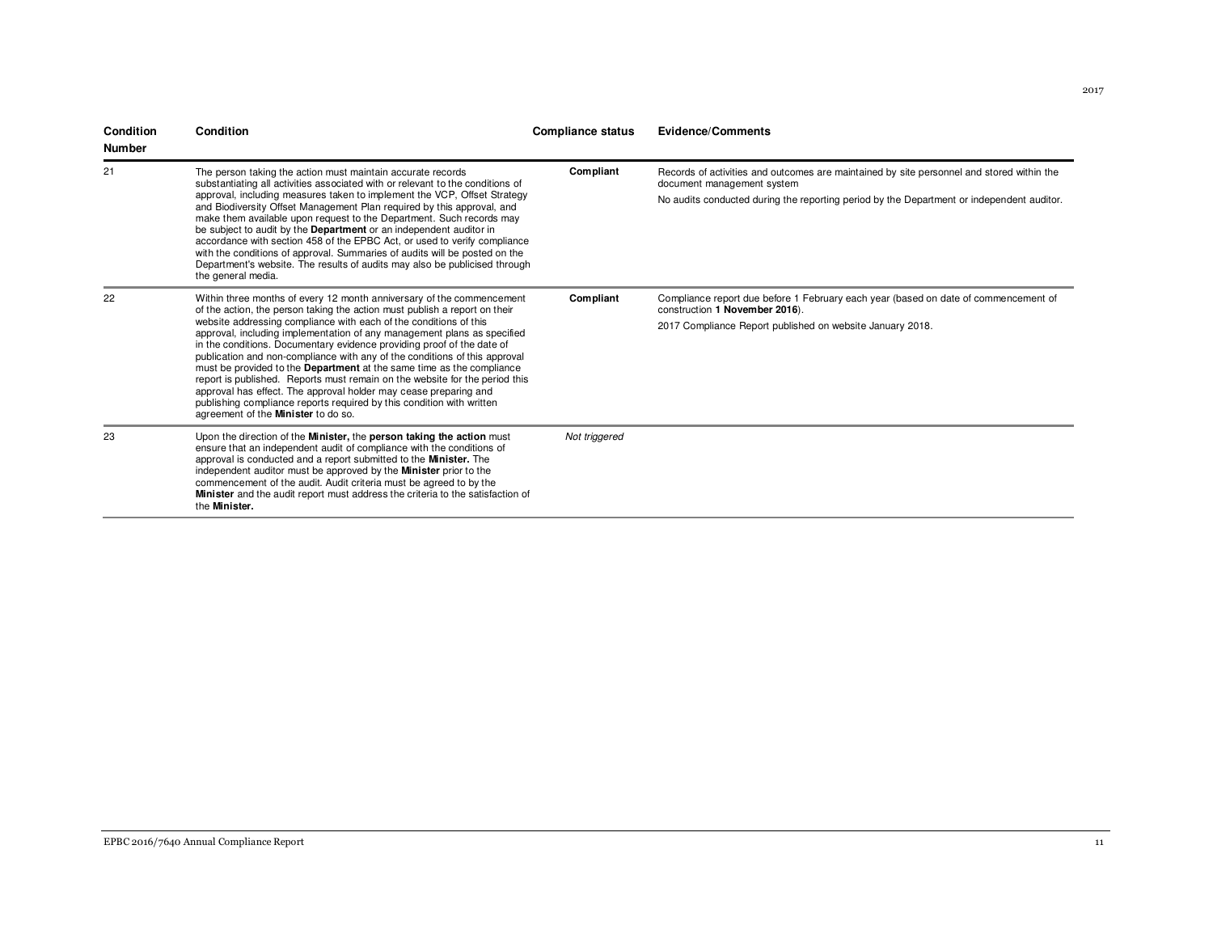| Condition Number | Condition | Compliance status | Evidence/Comments |
|---|---|---|---|
| 21 | The person taking the action must maintain accurate records substantiating all activities associated with or relevant to the conditions of approval, including measures taken to implement the VCP, Offset Strategy and Biodiversity Offset Management Plan required by this approval, and make them available upon request to the Department. Such records may be subject to audit by the **Department** or an independent auditor in accordance with section 458 of the EPBC Act, or used to verify compliance with the conditions of approval. Summaries of audits will be posted on the Department's website. The results of audits may also be publicised through the general media. | **Compliant** | Records of activities and outcomes are maintained by site personnel and stored within the document management system<br><br>No audits conducted during the reporting period by the Department or independent auditor. |
| 22 | Within three months of every 12 month anniversary of the commencement of the action, the person taking the action must publish a report on their website addressing compliance with each of the conditions of this approval, including implementation of any management plans as specified in the conditions. Documentary evidence providing proof of the date of publication and non-compliance with any of the conditions of this approval must be provided to the **Department** at the same time as the compliance report is published. Reports must remain on the website for the period this approval has effect. The approval holder may cease preparing and publishing compliance reports required by this condition with written agreement of the **Minister** to do so. | **Compliant** | Compliance report due before 1 February each year (based on date of commencement of construction **1 November 2016**).<br><br>2017 Compliance Report published on website January 2018. |
| 23 | Upon the direction of the **Minister,** the **person taking the action** must ensure that an independent audit of compliance with the conditions of approval is conducted and a report submitted to the **Minister.** The independent auditor must be approved by the **Minister** prior to the commencement of the audit. Audit criteria must be agreed to by the **Minister** and the audit report must address the criteria to the satisfaction of the **Minister.** | *Not triggered* | |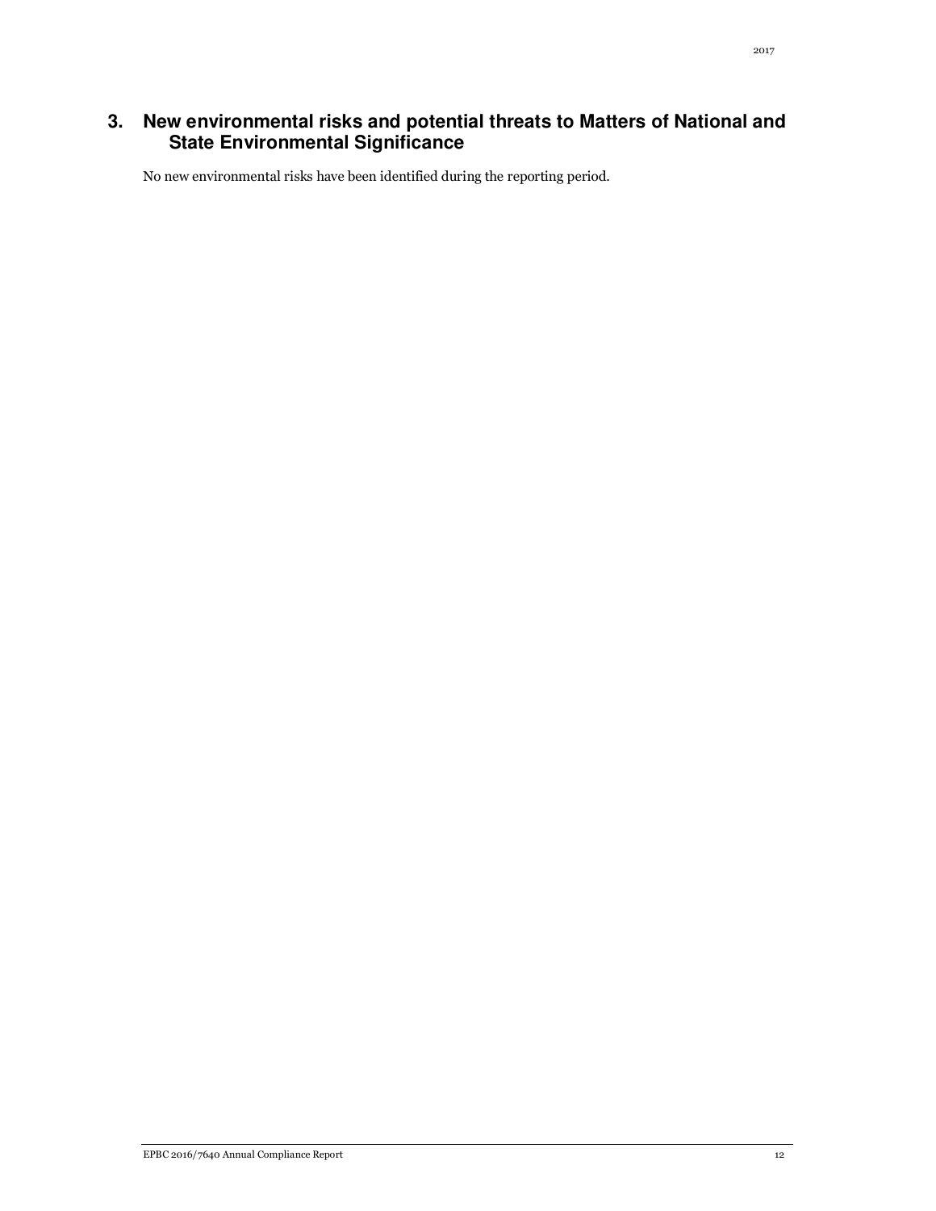## 3. New environmental risks and potential threats to Matters of National and State Environmental Significance

No new environmental risks have been identified during the reporting period.